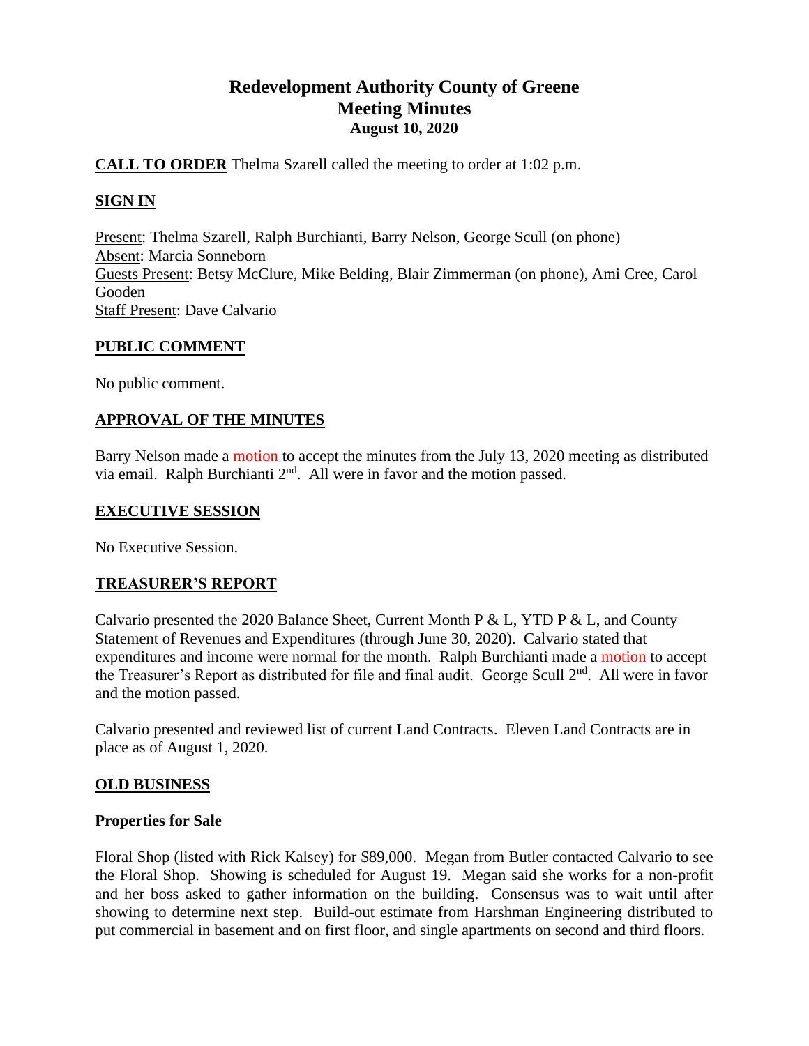# Redevelopment Authority County of Greene
## Meeting Minutes
### August 10, 2020

**CALL TO ORDER** Thelma Szarell called the meeting to order at 1:02 p.m.

**SIGN IN**

Present: Thelma Szarell, Ralph Burchianti, Barry Nelson, George Scull (on phone)
Absent: Marcia Sonneborn
Guests Present: Betsy McClure, Mike Belding, Blair Zimmerman (on phone), Ami Cree, Carol Gooden
Staff Present: Dave Calvario

**PUBLIC COMMENT**

No public comment.

**APPROVAL OF THE MINUTES**

Barry Nelson made a motion to accept the minutes from the July 13, 2020 meeting as distributed via email. Ralph Burchianti 2nd. All were in favor and the motion passed.

**EXECUTIVE SESSION**

No Executive Session.

**TREASURER'S REPORT**

Calvario presented the 2020 Balance Sheet, Current Month P & L, YTD P & L, and County Statement of Revenues and Expenditures (through June 30, 2020). Calvario stated that expenditures and income were normal for the month. Ralph Burchianti made a motion to accept the Treasurer's Report as distributed for file and final audit. George Scull 2nd. All were in favor and the motion passed.

Calvario presented and reviewed list of current Land Contracts. Eleven Land Contracts are in place as of August 1, 2020.

**OLD BUSINESS**

**Properties for Sale**

Floral Shop (listed with Rick Kalsey) for $89,000. Megan from Butler contacted Calvario to see the Floral Shop. Showing is scheduled for August 19. Megan said she works for a non-profit and her boss asked to gather information on the building. Consensus was to wait until after showing to determine next step. Build-out estimate from Harshman Engineering distributed to put commercial in basement and on first floor, and single apartments on second and third floors.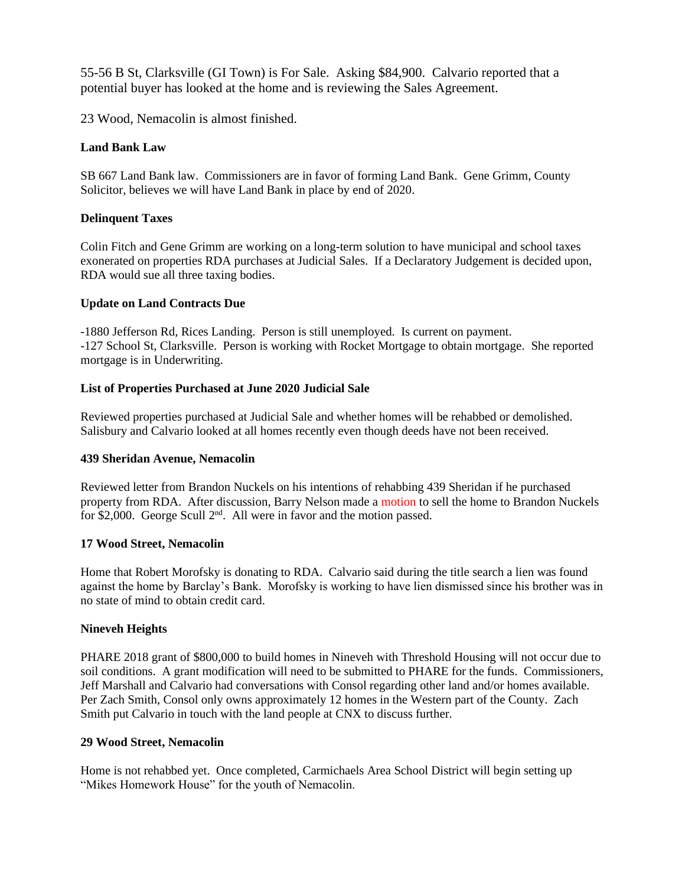55-56 B St, Clarksville (GI Town) is For Sale. Asking $84,900. Calvario reported that a potential buyer has looked at the home and is reviewing the Sales Agreement.

23 Wood, Nemacolin is almost finished.

**Land Bank Law**

SB 667 Land Bank law. Commissioners are in favor of forming Land Bank. Gene Grimm, County Solicitor, believes we will have Land Bank in place by end of 2020.

**Delinquent Taxes**

Colin Fitch and Gene Grimm are working on a long-term solution to have municipal and school taxes exonerated on properties RDA purchases at Judicial Sales. If a Declaratory Judgement is decided upon, RDA would sue all three taxing bodies.

**Update on Land Contracts Due**

-1880 Jefferson Rd, Rices Landing. Person is still unemployed. Is current on payment.
-127 School St, Clarksville. Person is working with Rocket Mortgage to obtain mortgage. She reported mortgage is in Underwriting.

**List of Properties Purchased at June 2020 Judicial Sale**

Reviewed properties purchased at Judicial Sale and whether homes will be rehabbed or demolished. Salisbury and Calvario looked at all homes recently even though deeds have not been received.

**439 Sheridan Avenue, Nemacolin**

Reviewed letter from Brandon Nuckels on his intentions of rehabbing 439 Sheridan if he purchased property from RDA. After discussion, Barry Nelson made a motion to sell the home to Brandon Nuckels for $2,000. George Scull 2nd. All were in favor and the motion passed.

**17 Wood Street, Nemacolin**

Home that Robert Morofsky is donating to RDA. Calvario said during the title search a lien was found against the home by Barclay's Bank. Morofsky is working to have lien dismissed since his brother was in no state of mind to obtain credit card.

**Nineveh Heights**

PHARE 2018 grant of $800,000 to build homes in Nineveh with Threshold Housing will not occur due to soil conditions. A grant modification will need to be submitted to PHARE for the funds. Commissioners, Jeff Marshall and Calvario had conversations with Consol regarding other land and/or homes available. Per Zach Smith, Consol only owns approximately 12 homes in the Western part of the County. Zach Smith put Calvario in touch with the land people at CNX to discuss further.

**29 Wood Street, Nemacolin**

Home is not rehabbed yet. Once completed, Carmichaels Area School District will begin setting up "Mikes Homework House" for the youth of Nemacolin.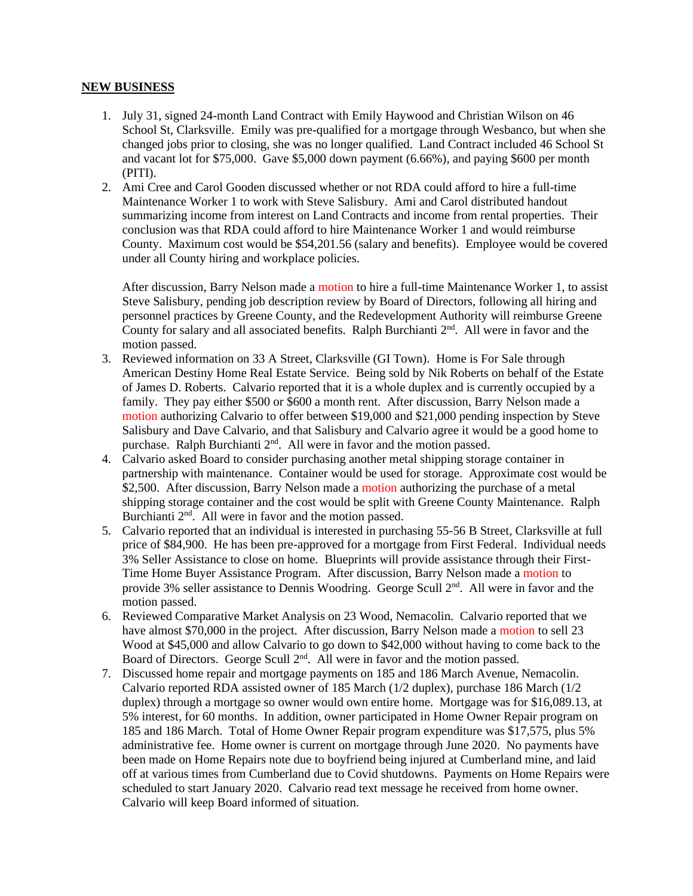## NEW BUSINESS

1. July 31, signed 24-month Land Contract with Emily Haywood and Christian Wilson on 46 School St, Clarksville. Emily was pre-qualified for a mortgage through Wesbanco, but when she changed jobs prior to closing, she was no longer qualified. Land Contract included 46 School St and vacant lot for $75,000. Gave $5,000 down payment (6.66%), and paying $600 per month (PITI).
2. Ami Cree and Carol Gooden discussed whether or not RDA could afford to hire a full-time Maintenance Worker 1 to work with Steve Salisbury. Ami and Carol distributed handout summarizing income from interest on Land Contracts and income from rental properties. Their conclusion was that RDA could afford to hire Maintenance Worker 1 and would reimburse County. Maximum cost would be $54,201.56 (salary and benefits). Employee would be covered under all County hiring and workplace policies.

   After discussion, Barry Nelson made a motion to hire a full-time Maintenance Worker 1, to assist Steve Salisbury, pending job description review by Board of Directors, following all hiring and personnel practices by Greene County, and the Redevelopment Authority will reimburse Greene County for salary and all associated benefits. Ralph Burchianti 2nd. All were in favor and the motion passed.
3. Reviewed information on 33 A Street, Clarksville (GI Town). Home is For Sale through American Destiny Home Real Estate Service. Being sold by Nik Roberts on behalf of the Estate of James D. Roberts. Calvario reported that it is a whole duplex and is currently occupied by a family. They pay either $500 or $600 a month rent. After discussion, Barry Nelson made a motion authorizing Calvario to offer between $19,000 and $21,000 pending inspection by Steve Salisbury and Dave Calvario, and that Salisbury and Calvario agree it would be a good home to purchase. Ralph Burchianti 2nd. All were in favor and the motion passed.
4. Calvario asked Board to consider purchasing another metal shipping storage container in partnership with maintenance. Container would be used for storage. Approximate cost would be $2,500. After discussion, Barry Nelson made a motion authorizing the purchase of a metal shipping storage container and the cost would be split with Greene County Maintenance. Ralph Burchianti 2nd. All were in favor and the motion passed.
5. Calvario reported that an individual is interested in purchasing 55-56 B Street, Clarksville at full price of $84,900. He has been pre-approved for a mortgage from First Federal. Individual needs 3% Seller Assistance to close on home. Blueprints will provide assistance through their First-Time Home Buyer Assistance Program. After discussion, Barry Nelson made a motion to provide 3% seller assistance to Dennis Woodring. George Scull 2nd. All were in favor and the motion passed.
6. Reviewed Comparative Market Analysis on 23 Wood, Nemacolin. Calvario reported that we have almost $70,000 in the project. After discussion, Barry Nelson made a motion to sell 23 Wood at $45,000 and allow Calvario to go down to $42,000 without having to come back to the Board of Directors. George Scull 2nd. All were in favor and the motion passed.
7. Discussed home repair and mortgage payments on 185 and 186 March Avenue, Nemacolin. Calvario reported RDA assisted owner of 185 March (1/2 duplex), purchase 186 March (1/2 duplex) through a mortgage so owner would own entire home. Mortgage was for $16,089.13, at 5% interest, for 60 months. In addition, owner participated in Home Owner Repair program on 185 and 186 March. Total of Home Owner Repair program expenditure was $17,575, plus 5% administrative fee. Home owner is current on mortgage through June 2020. No payments have been made on Home Repairs note due to boyfriend being injured at Cumberland mine, and laid off at various times from Cumberland due to Covid shutdowns. Payments on Home Repairs were scheduled to start January 2020. Calvario read text message he received from home owner. Calvario will keep Board informed of situation.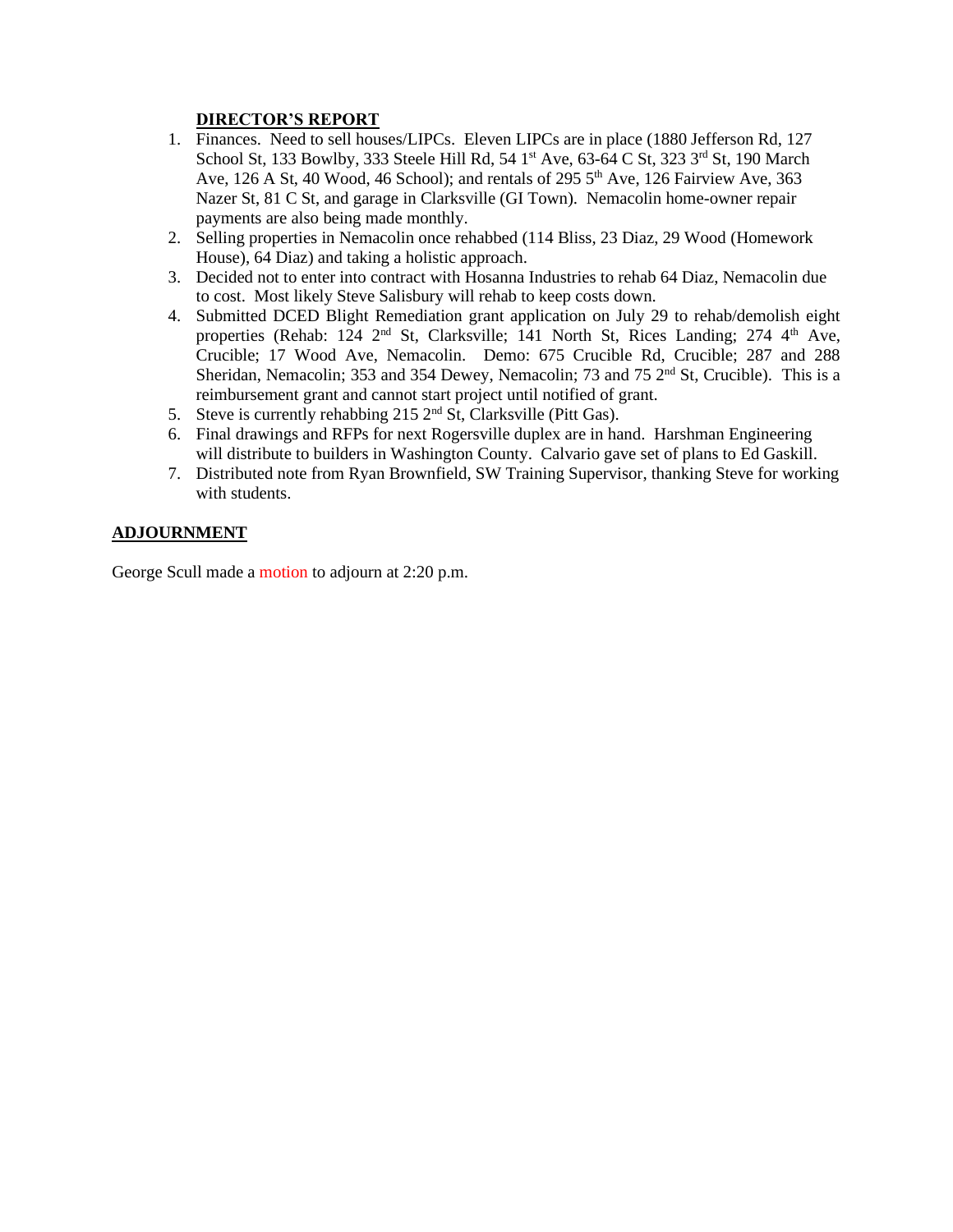## DIRECTOR'S REPORT

1. Finances. Need to sell houses/LIPCs. Eleven LIPCs are in place (1880 Jefferson Rd, 127 School St, 133 Bowlby, 333 Steele Hill Rd, 54 1st Ave, 63-64 C St, 323 3rd St, 190 March Ave, 126 A St, 40 Wood, 46 School); and rentals of 295 5th Ave, 126 Fairview Ave, 363 Nazer St, 81 C St, and garage in Clarksville (GI Town). Nemacolin home-owner repair payments are also being made monthly.
2. Selling properties in Nemacolin once rehabbed (114 Bliss, 23 Diaz, 29 Wood (Homework House), 64 Diaz) and taking a holistic approach.
3. Decided not to enter into contract with Hosanna Industries to rehab 64 Diaz, Nemacolin due to cost. Most likely Steve Salisbury will rehab to keep costs down.
4. Submitted DCED Blight Remediation grant application on July 29 to rehab/demolish eight properties (Rehab: 124 2nd St, Clarksville; 141 North St, Rices Landing; 274 4th Ave, Crucible; 17 Wood Ave, Nemacolin. Demo: 675 Crucible Rd, Crucible; 287 and 288 Sheridan, Nemacolin; 353 and 354 Dewey, Nemacolin; 73 and 75 2nd St, Crucible). This is a reimbursement grant and cannot start project until notified of grant.
5. Steve is currently rehabbing 215 2nd St, Clarksville (Pitt Gas).
6. Final drawings and RFPs for next Rogersville duplex are in hand. Harshman Engineering will distribute to builders in Washington County. Calvario gave set of plans to Ed Gaskill.
7. Distributed note from Ryan Brownfield, SW Training Supervisor, thanking Steve for working with students.

## ADJOURNMENT

George Scull made a motion to adjourn at 2:20 p.m.